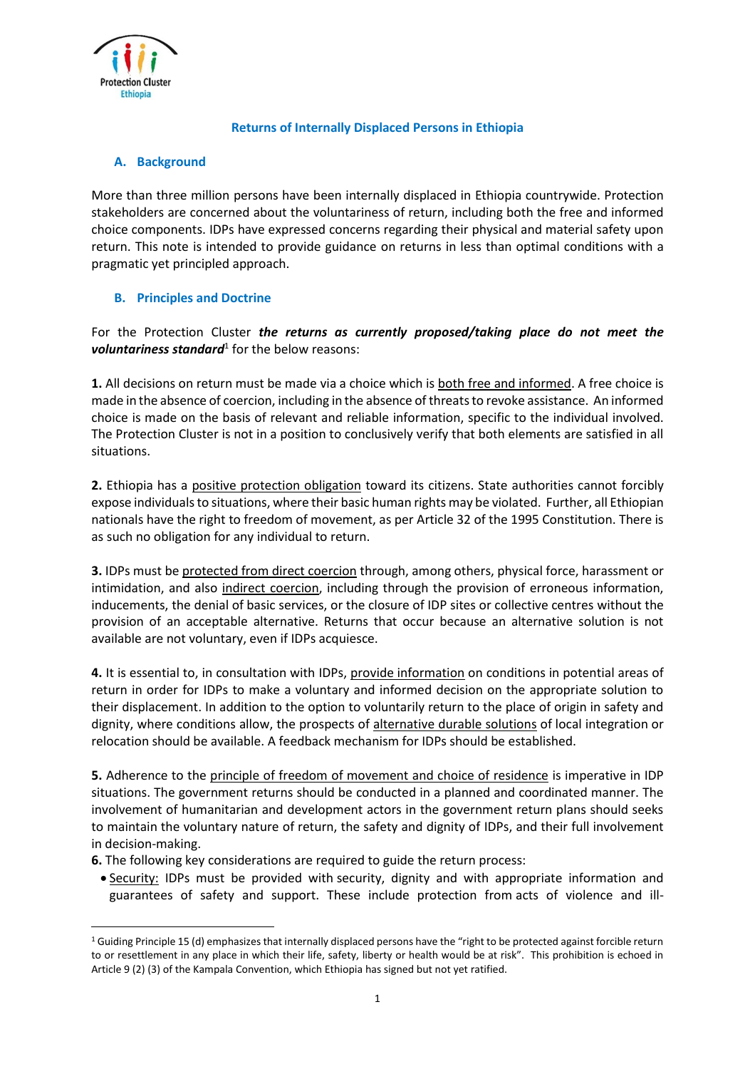Protection Cluster Ethiopia

# Returns of Internally Displaced Persons in Ethiopia

## A. Background

More than three million persons have been internally displaced in Ethiopia countrywide. Protection stakeholders are concerned about the voluntariness of return, including both the free and informed choice components. IDPs have expressed concerns regarding their physical and material safety upon return. This note is intended to provide guidance on returns in less than optimal conditions with a pragmatic yet principled approach.

## B. Principles and Doctrine

For the Protection Cluster ***the returns as currently proposed/taking place do not meet the voluntariness standard***[1] for the below reasons:

**1.** All decisions on return must be made via a choice which is both free and informed. A free choice is made in the absence of coercion, including in the absence of threats to revoke assistance. An informed choice is made on the basis of relevant and reliable information, specific to the individual involved. The Protection Cluster is not in a position to conclusively verify that both elements are satisfied in all situations.

**2.** Ethiopia has a positive protection obligation toward its citizens. State authorities cannot forcibly expose individuals to situations, where their basic human rights may be violated. Further, all Ethiopian nationals have the right to freedom of movement, as per Article 32 of the 1995 Constitution. There is as such no obligation for any individual to return.

**3.** IDPs must be protected from direct coercion through, among others, physical force, harassment or intimidation, and also indirect coercion, including through the provision of erroneous information, inducements, the denial of basic services, or the closure of IDP sites or collective centres without the provision of an acceptable alternative. Returns that occur because an alternative solution is not available are not voluntary, even if IDPs acquiesce.

**4.** It is essential to, in consultation with IDPs, provide information on conditions in potential areas of return in order for IDPs to make a voluntary and informed decision on the appropriate solution to their displacement. In addition to the option to voluntarily return to the place of origin in safety and dignity, where conditions allow, the prospects of alternative durable solutions of local integration or relocation should be available. A feedback mechanism for IDPs should be established.

**5.** Adherence to the principle of freedom of movement and choice of residence is imperative in IDP situations. The government returns should be conducted in a planned and coordinated manner. The involvement of humanitarian and development actors in the government return plans should seeks to maintain the voluntary nature of return, the safety and dignity of IDPs, and their full involvement in decision-making.

**6.** The following key considerations are required to guide the return process:

- Security: IDPs must be provided with security, dignity and with appropriate information and guarantees of safety and support. These include protection from acts of violence and ill-

---

[1] Guiding Principle 15 (d) emphasizes that internally displaced persons have the "right to be protected against forcible return to or resettlement in any place in which their life, safety, liberty or health would be at risk". This prohibition is echoed in Article 9 (2) (3) of the Kampala Convention, which Ethiopia has signed but not yet ratified.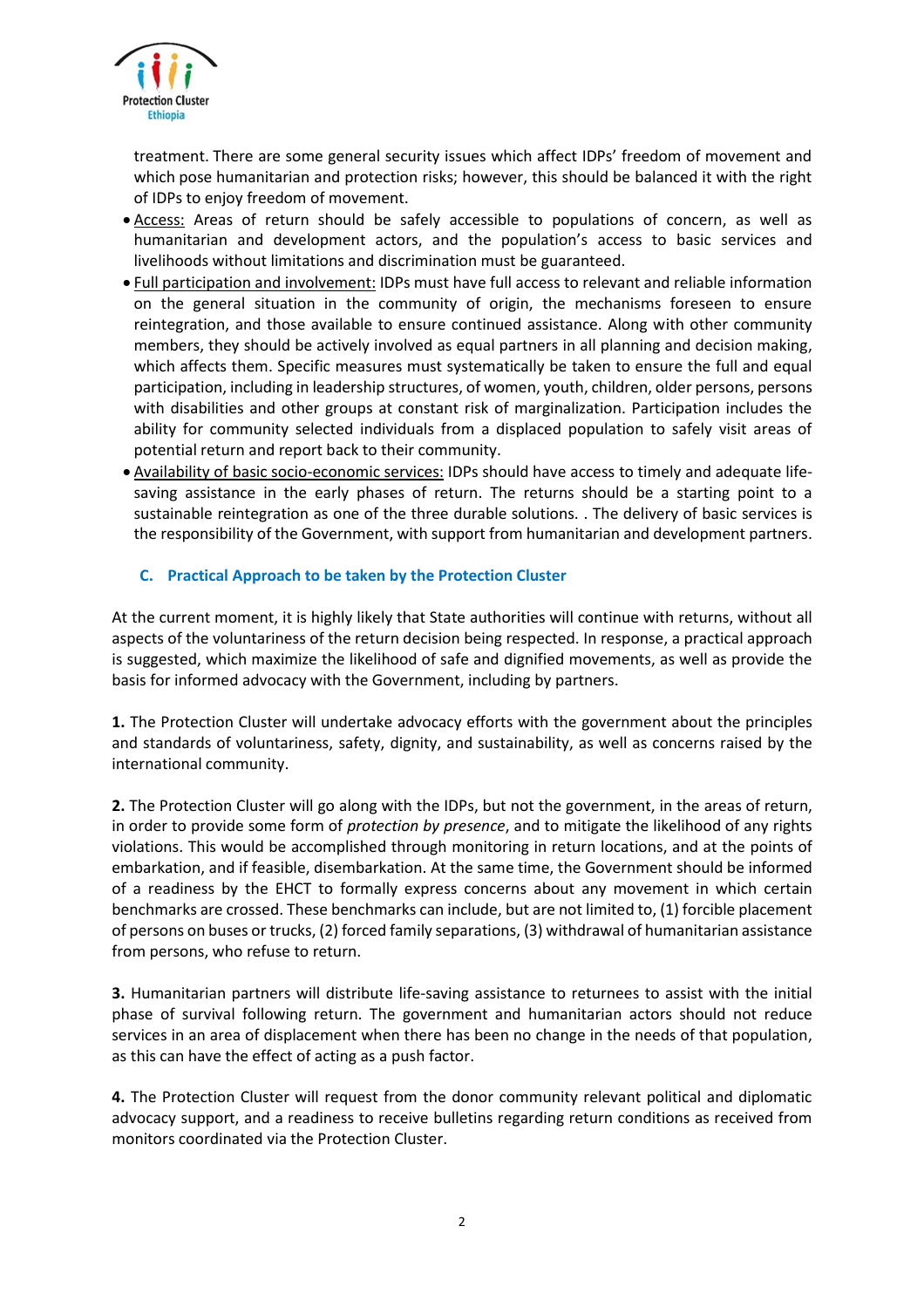treatment. There are some general security issues which affect IDPs' freedom of movement and which pose humanitarian and protection risks; however, this should be balanced it with the right of IDPs to enjoy freedom of movement.

- Access: Areas of return should be safely accessible to populations of concern, as well as humanitarian and development actors, and the population's access to basic services and livelihoods without limitations and discrimination must be guaranteed.
- Full participation and involvement: IDPs must have full access to relevant and reliable information on the general situation in the community of origin, the mechanisms foreseen to ensure reintegration, and those available to ensure continued assistance. Along with other community members, they should be actively involved as equal partners in all planning and decision making, which affects them. Specific measures must systematically be taken to ensure the full and equal participation, including in leadership structures, of women, youth, children, older persons, persons with disabilities and other groups at constant risk of marginalization. Participation includes the ability for community selected individuals from a displaced population to safely visit areas of potential return and report back to their community.
- Availability of basic socio-economic services: IDPs should have access to timely and adequate life-saving assistance in the early phases of return. The returns should be a starting point to a sustainable reintegration as one of the three durable solutions. . The delivery of basic services is the responsibility of the Government, with support from humanitarian and development partners.

### C. Practical Approach to be taken by the Protection Cluster

At the current moment, it is highly likely that State authorities will continue with returns, without all aspects of the voluntariness of the return decision being respected. In response, a practical approach is suggested, which maximize the likelihood of safe and dignified movements, as well as provide the basis for informed advocacy with the Government, including by partners.

**1.** The Protection Cluster will undertake advocacy efforts with the government about the principles and standards of voluntariness, safety, dignity, and sustainability, as well as concerns raised by the international community.

**2.** The Protection Cluster will go along with the IDPs, but not the government, in the areas of return, in order to provide some form of *protection by presence*, and to mitigate the likelihood of any rights violations. This would be accomplished through monitoring in return locations, and at the points of embarkation, and if feasible, disembarkation. At the same time, the Government should be informed of a readiness by the EHCT to formally express concerns about any movement in which certain benchmarks are crossed. These benchmarks can include, but are not limited to, (1) forcible placement of persons on buses or trucks, (2) forced family separations, (3) withdrawal of humanitarian assistance from persons, who refuse to return.

**3.** Humanitarian partners will distribute life-saving assistance to returnees to assist with the initial phase of survival following return. The government and humanitarian actors should not reduce services in an area of displacement when there has been no change in the needs of that population, as this can have the effect of acting as a push factor.

**4.** The Protection Cluster will request from the donor community relevant political and diplomatic advocacy support, and a readiness to receive bulletins regarding return conditions as received from monitors coordinated via the Protection Cluster.